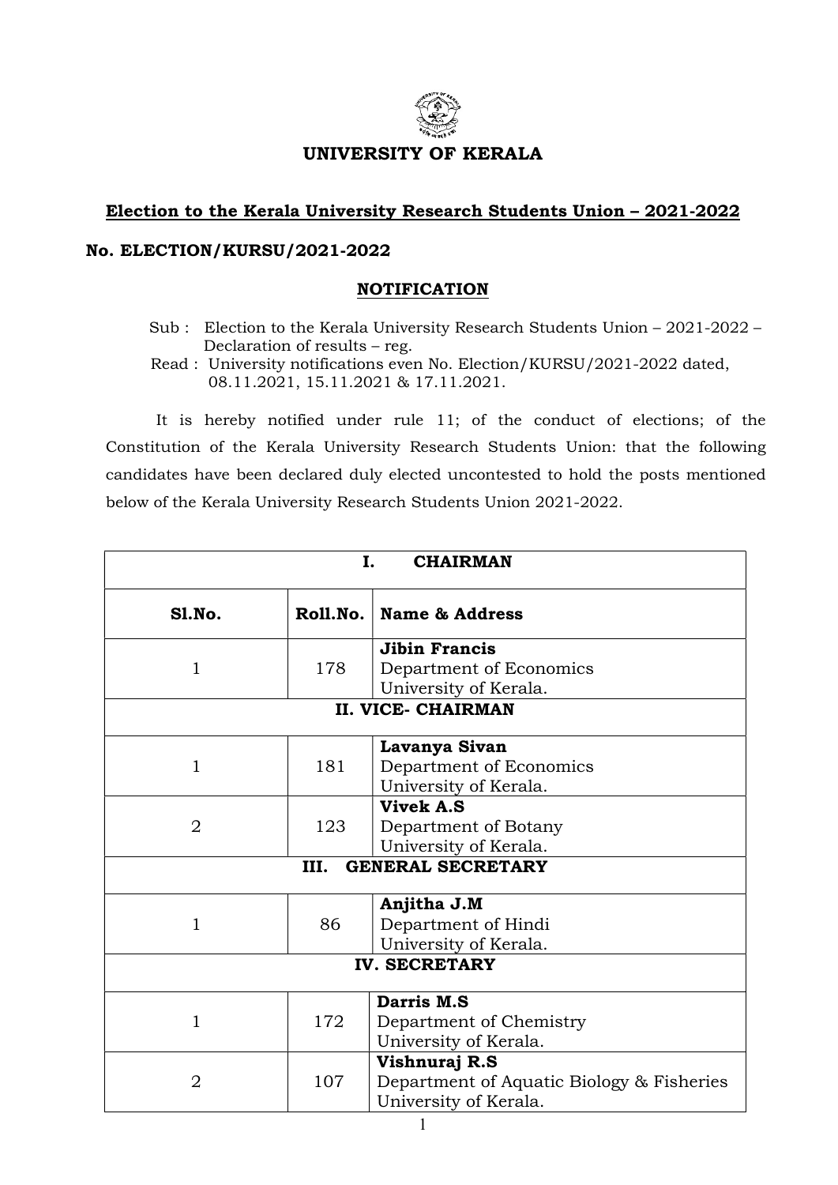# UNIVERSITY OF KERALA

## Election to the Kerala University Research Students Union – 2021-2022

**No. ELECTION/KURSU/2021-2022**

## NOTIFICATION

Sub : Election to the Kerala University Research Students Union – 2021-2022 – Declaration of results – reg.

Read : University notifications even No. Election/KURSU/2021-2022 dated, 08.11.2021, 15.11.2021 & 17.11.2021.

It is hereby notified under rule 11; of the conduct of elections; of the Constitution of the Kerala University Research Students Union: that the following candidates have been declared duly elected uncontested to hold the posts mentioned below of the Kerala University Research Students Union 2021-2022.

| **I. CHAIRMAN** | | |
|---|---|---|
| **Sl.No.** | **Roll.No.** | **Name & Address** |
| 1 | 178 | **Jibin Francis** Department of Economics University of Kerala. |
| **II. VICE- CHAIRMAN** | | |
| 1 | 181 | **Lavanya Sivan** Department of Economics University of Kerala. |
| 2 | 123 | **Vivek A.S** Department of Botany University of Kerala. |
| **III. GENERAL SECRETARY** | | |
| 1 | 86 | **Anjitha J.M** Department of Hindi University of Kerala. |
| **IV. SECRETARY** | | |
| 1 | 172 | **Darris M.S** Department of Chemistry University of Kerala. |
| 2 | 107 | **Vishnuraj R.S** Department of Aquatic Biology & Fisheries University of Kerala. |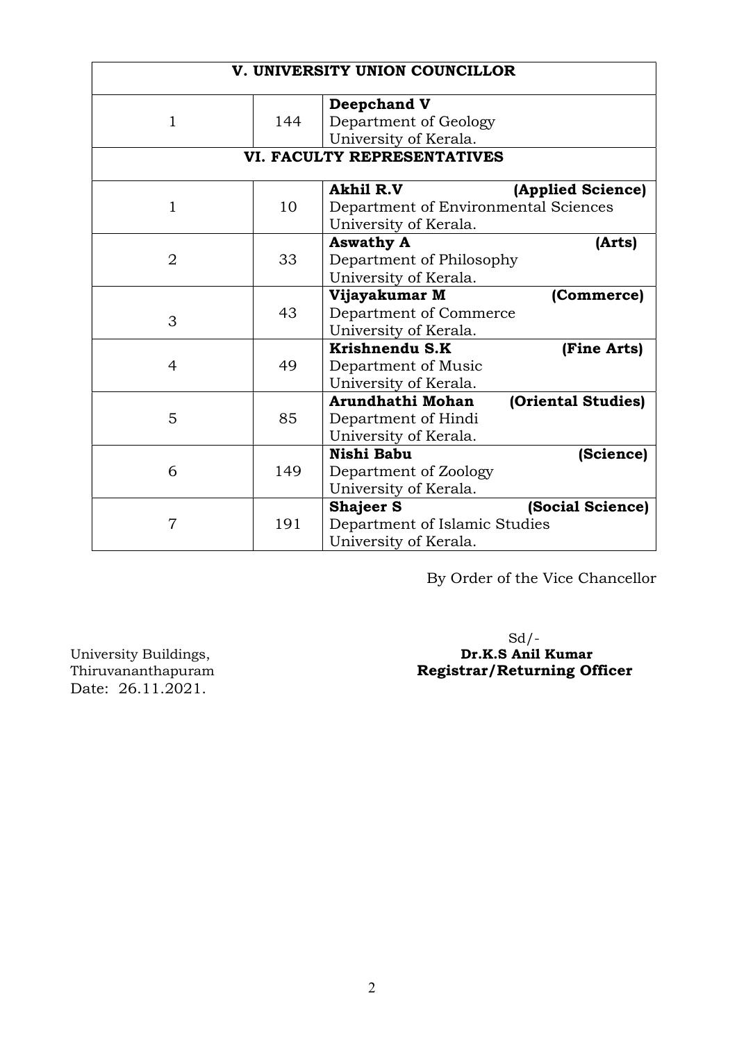| | | |
|---|---|---|
| **V. UNIVERSITY UNION COUNCILLOR** | | |
| 1 | 144 | **Deepchand V**<br>Department of Geology<br>University of Kerala. |
| **VI. FACULTY REPRESENTATIVES** | | |
| 1 | 10 | **Akhil R.V (Applied Science)**<br>Department of Environmental Sciences<br>University of Kerala. |
| 2 | 33 | **Aswathy A (Arts)**<br>Department of Philosophy<br>University of Kerala. |
| 3 | 43 | **Vijayakumar M (Commerce)**<br>Department of Commerce<br>University of Kerala. |
| 4 | 49 | **Krishnendu S.K (Fine Arts)**<br>Department of Music<br>University of Kerala. |
| 5 | 85 | **Arundhathi Mohan (Oriental Studies)**<br>Department of Hindi<br>University of Kerala. |
| 6 | 149 | **Nishi Babu (Science)**<br>Department of Zoology<br>University of Kerala. |
| 7 | 191 | **Shajeer S (Social Science)**<br>Department of Islamic Studies<br>University of Kerala. |

By Order of the Vice Chancellor

Sd/-
**Dr.K.S Anil Kumar**
**Registrar/Returning Officer**

University Buildings,
Thiruvananthapuram
Date: 26.11.2021.